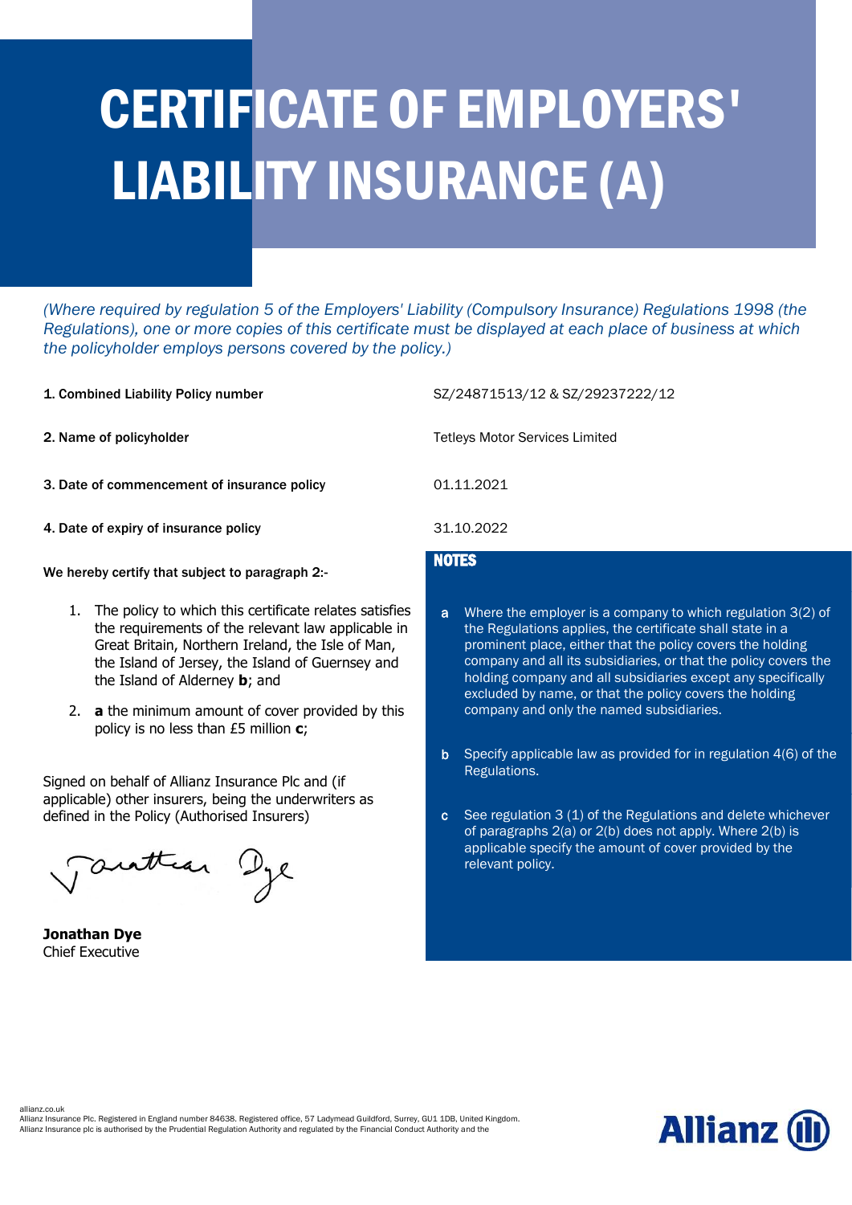# CERTIFICATE OF EMPLOYERS' LIABILITY INSURANCE (A)

*(Where required by regulation 5 of the Employers' Liability (Compulsory Insurance) Regulations 1998 (the Regulations), one or more copies of this certificate must be displayed at each place of business at which the policyholder employs persons covered by the policy.)*

| | |
|---|---|
| **1. Combined Liability Policy number** | SZ/24871513/12 & SZ/29237222/12 |
| **2. Name of policyholder** | Tetleys Motor Services Limited |
| **3. Date of commencement of insurance policy** | 01.11.2021 |
| **4. Date of expiry of insurance policy** | 31.10.2022 |

We hereby certify that subject to paragraph **2**:-

1. The policy to which this certificate relates satisfies the requirements of the relevant law applicable in Great Britain, Northern Ireland, the Isle of Man, the Island of Jersey, the Island of Guernsey and the Island of Alderney **b**; and
2. **a** the minimum amount of cover provided by this policy is no less than £5 million **c**;

Signed on behalf of Allianz Insurance Plc and (if applicable) other insurers, being the underwriters as defined in the Policy (Authorised Insurers)

**Jonathan Dye**
Chief Executive

## NOTES

**a** Where the employer is a company to which regulation 3(2) of the Regulations applies, the certificate shall state in a prominent place, either that the policy covers the holding company and all its subsidiaries, or that the policy covers the holding company and all subsidiaries except any specifically excluded by name, or that the policy covers the holding company and only the named subsidiaries.

**b** Specify applicable law as provided for in regulation 4(6) of the Regulations.

**c** See regulation 3 (1) of the Regulations and delete whichever of paragraphs 2(a) or 2(b) does not apply. Where 2(b) is applicable specify the amount of cover provided by the relevant policy.

allianz.co.uk
Allianz Insurance Plc. Registered in England number 84638. Registered office, 57 Ladymead Guildford, Surrey, GU1 1DB, United Kingdom.
Allianz Insurance plc is authorised by the Prudential Regulation Authority and regulated by the Financial Conduct Authority and the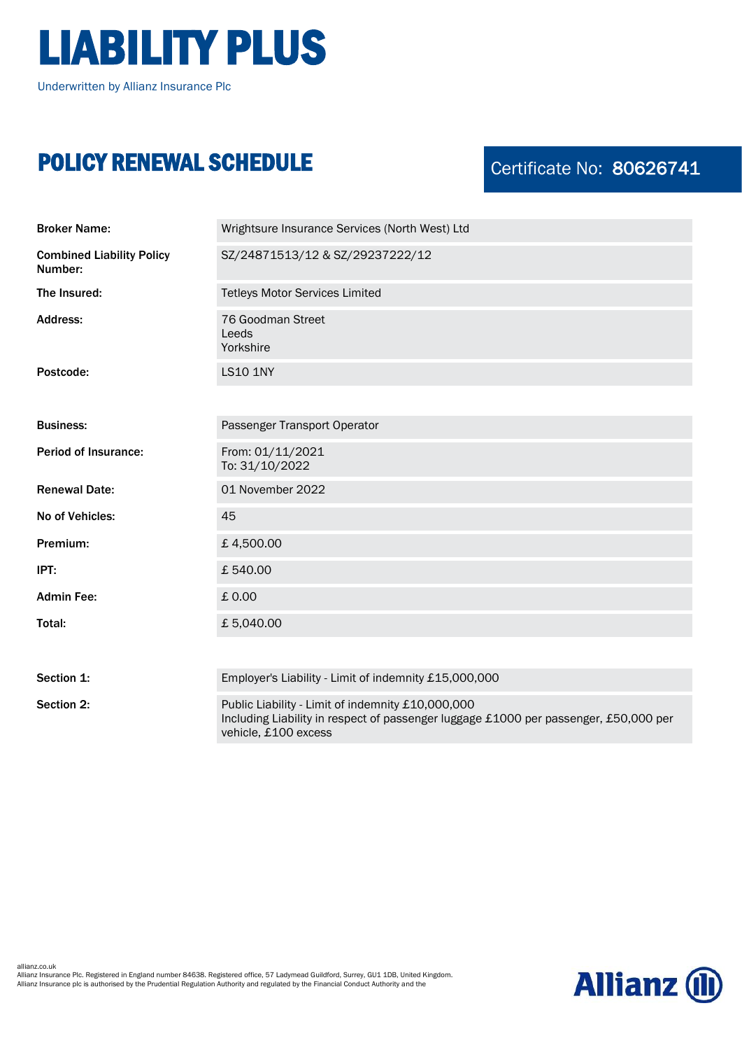# LIABILITY PLUS

Underwritten by Allianz Insurance Plc

## POLICY RENEWAL SCHEDULE

Certificate No: **80626741**

| | |
|---|---|
| **Broker Name:** | Wrightsure Insurance Services (North West) Ltd |
| **Combined Liability Policy Number:** | SZ/24871513/12 & SZ/29237222/12 |
| **The Insured:** | Tetleys Motor Services Limited |
| **Address:** | 76 Goodman Street<br>Leeds<br>Yorkshire |
| **Postcode:** | LS10 1NY |

| | |
|---|---|
| **Business:** | Passenger Transport Operator |
| **Period of Insurance:** | From: 01/11/2021<br>To: 31/10/2022 |
| **Renewal Date:** | 01 November 2022 |
| **No of Vehicles:** | 45 |
| **Premium:** | £ 4,500.00 |
| **IPT:** | £ 540.00 |
| **Admin Fee:** | £ 0.00 |
| **Total:** | £ 5,040.00 |

| | |
|---|---|
| **Section 1:** | Employer's Liability - Limit of indemnity £15,000,000 |
| **Section 2:** | Public Liability - Limit of indemnity £10,000,000<br>Including Liability in respect of passenger luggage £1000 per passenger, £50,000 per vehicle, £100 excess |

allianz.co.uk
Allianz Insurance Plc. Registered in England number 84638. Registered office, 57 Ladymead Guildford, Surrey, GU1 1DB, United Kingdom.
Allianz Insurance plc is authorised by the Prudential Regulation Authority and regulated by the Financial Conduct Authority and the

Allianz